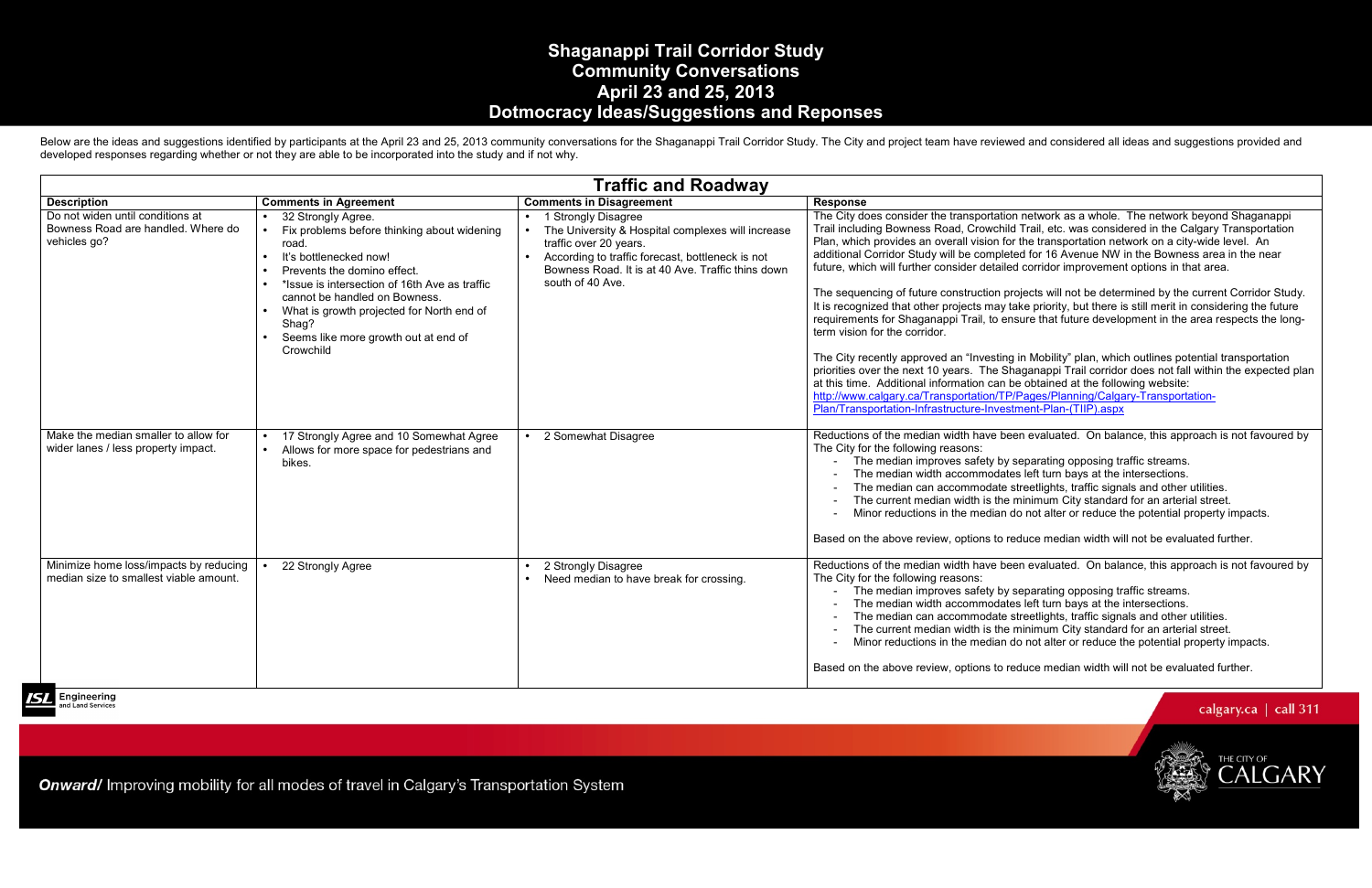# Shaganappi Trail Corridor Study
# Community Conversations
# April 23 and 25, 2013
# Dotmocracy Ideas/Suggestions and Reponses

Below are the ideas and suggestions identified by participants at the April 23 and 25, 2013 community conversations for the Shaganappi Trail Corridor Study. The City and project team have reviewed and considered all ideas and suggestions provided and developed responses regarding whether or not they are able to be incorporated into the study and if not why.

## Traffic and Roadway

| Description | Comments in Agreement | Comments in Disagreement | Response |
|---|---|---|---|
| Do not widen until conditions at Bowness Road are handled. Where do vehicles go? | • 32 Strongly Agree.<br>• Fix problems before thinking about widening road.<br>• It's bottlenecked now!<br>• Prevents the domino effect.<br>• *Issue is intersection of 16th Ave as traffic cannot be handled on Bowness.<br>• What is growth projected for North end of Shag?<br>• Seems like more growth out at end of Crowchild | • 1 Strongly Disagree<br>• The University & Hospital complexes will increase traffic over 20 years.<br>• According to traffic forecast, bottleneck is not Bowness Road. It is at 40 Ave. Traffic thins down south of 40 Ave. | The City does consider the transportation network as a whole. The network beyond Shaganappi Trail including Bowness Road, Crowchild Trail, etc. was considered in the Calgary Transportation Plan, which provides an overall vision for the transportation network on a city-wide level. An additional Corridor Study will be completed for 16 Avenue NW in the Bowness area in the near future, which will further consider detailed corridor improvement options in that area.<br><br>The sequencing of future construction projects will not be determined by the current Corridor Study. It is recognized that other projects may take priority, but there is still merit in considering the future requirements for Shaganappi Trail, to ensure that future development in the area respects the long-term vision for the corridor.<br><br>The City recently approved an "Investing in Mobility" plan, which outlines potential transportation priorities over the next 10 years. The Shaganappi Trail corridor does not fall within the expected plan at this time. Additional information can be obtained at the following website: http://www.calgary.ca/Transportation/TP/Pages/Planning/Calgary-Transportation-Plan/Transportation-Infrastructure-Investment-Plan-(TIIP).aspx |
| Make the median smaller to allow for wider lanes / less property impact. | • 17 Strongly Agree and 10 Somewhat Agree<br>• Allows for more space for pedestrians and bikes. | • 2 Somewhat Disagree | Reductions of the median width have been evaluated. On balance, this approach is not favoured by The City for the following reasons:<br>- The median improves safety by separating opposing traffic streams.<br>- The median width accommodates left turn bays at the intersections.<br>- The median can accommodate streetlights, traffic signals and other utilities.<br>- The current median width is the minimum City standard for an arterial street.<br>- Minor reductions in the median do not alter or reduce the potential property impacts.<br><br>Based on the above review, options to reduce median width will not be evaluated further. |
| Minimize home loss/impacts by reducing median size to smallest viable amount. | • 22 Strongly Agree | • 2 Strongly Disagree<br>• Need median to have break for crossing. | Reductions of the median width have been evaluated. On balance, this approach is not favoured by The City for the following reasons:<br>- The median improves safety by separating opposing traffic streams.<br>- The median width accommodates left turn bays at the intersections.<br>- The median can accommodate streetlights, traffic signals and other utilities.<br>- The current median width is the minimum City standard for an arterial street.<br>- Minor reductions in the median do not alter or reduce the potential property impacts.<br><br>Based on the above review, options to reduce median width will not be evaluated further. |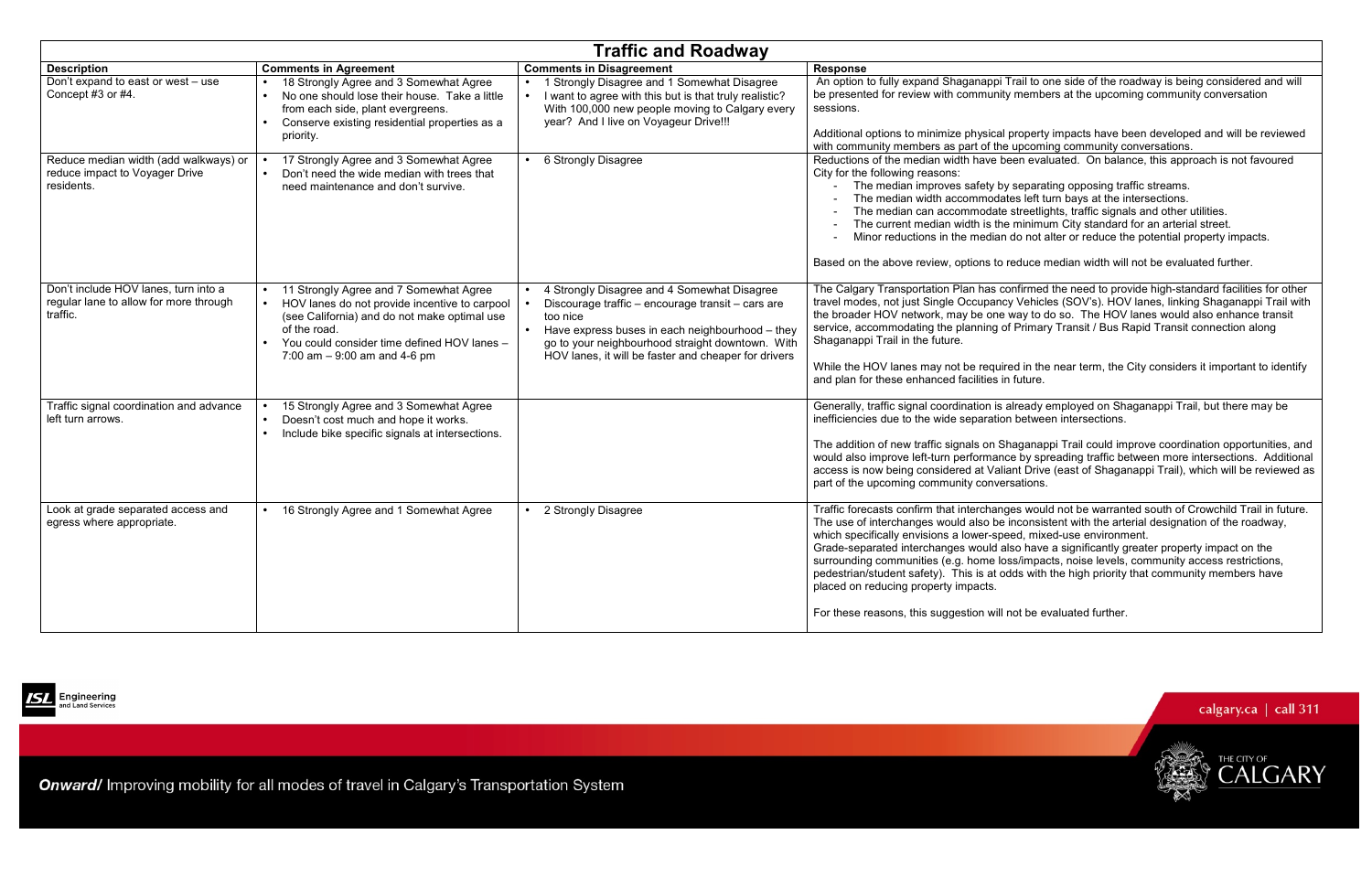## Traffic and Roadway

| Description | Comments in Agreement | Comments in Disagreement | Response |
|---|---|---|---|
| Don't expand to east or west – use Concept #3 or #4. | • 18 Strongly Agree and 3 Somewhat Agree<br>• No one should lose their house. Take a little from each side, plant evergreens.<br>• Conserve existing residential properties as a priority. | • 1 Strongly Disagree and 1 Somewhat Disagree<br>• I want to agree with this but is that truly realistic? With 100,000 new people moving to Calgary every year? And I live on Voyageur Drive!!! | An option to fully expand Shaganappi Trail to one side of the roadway is being considered and will be presented for review with community members at the upcoming community conversation sessions.<br><br>Additional options to minimize physical property impacts have been developed and will be reviewed with community members as part of the upcoming community conversations. |
| Reduce median width (add walkways) or reduce impact to Voyager Drive residents. | • 17 Strongly Agree and 3 Somewhat Agree<br>• Don't need the wide median with trees that need maintenance and don't survive. | • 6 Strongly Disagree | Reductions of the median width have been evaluated. On balance, this approach is not favoured City for the following reasons:<br>- The median improves safety by separating opposing traffic streams.<br>- The median width accommodates left turn bays at the intersections.<br>- The median can accommodate streetlights, traffic signals and other utilities.<br>- The current median width is the minimum City standard for an arterial street.<br>- Minor reductions in the median do not alter or reduce the potential property impacts.<br><br>Based on the above review, options to reduce median width will not be evaluated further. |
| Don't include HOV lanes, turn into a regular lane to allow for more through traffic. | • 11 Strongly Agree and 7 Somewhat Agree<br>• HOV lanes do not provide incentive to carpool (see California) and do not make optimal use of the road.<br>• You could consider time defined HOV lanes – 7:00 am – 9:00 am and 4-6 pm | • 4 Strongly Disagree and 4 Somewhat Disagree<br>• Discourage traffic – encourage transit – cars are too nice<br>• Have express buses in each neighbourhood – they go to your neighbourhood straight downtown. With HOV lanes, it will be faster and cheaper for drivers | The Calgary Transportation Plan has confirmed the need to provide high-standard facilities for other travel modes, not just Single Occupancy Vehicles (SOV's). HOV lanes, linking Shaganappi Trail with the broader HOV network, may be one way to do so. The HOV lanes would also enhance transit service, accommodating the planning of Primary Transit / Bus Rapid Transit connection along Shaganappi Trail in the future.<br><br>While the HOV lanes may not be required in the near term, the City considers it important to identify and plan for these enhanced facilities in future. |
| Traffic signal coordination and advance left turn arrows. | • 15 Strongly Agree and 3 Somewhat Agree<br>• Doesn't cost much and hope it works.<br>• Include bike specific signals at intersections. | | Generally, traffic signal coordination is already employed on Shaganappi Trail, but there may be inefficiencies due to the wide separation between intersections.<br><br>The addition of new traffic signals on Shaganappi Trail could improve coordination opportunities, and would also improve left-turn performance by spreading traffic between more intersections. Additional access is now being considered at Valiant Drive (east of Shaganappi Trail), which will be reviewed as part of the upcoming community conversations. |
| Look at grade separated access and egress where appropriate. | • 16 Strongly Agree and 1 Somewhat Agree | • 2 Strongly Disagree | Traffic forecasts confirm that interchanges would not be warranted south of Crowchild Trail in future. The use of interchanges would also be inconsistent with the arterial designation of the roadway, which specifically envisions a lower-speed, mixed-use environment.<br>Grade-separated interchanges would also have a significantly greater property impact on the surrounding communities (e.g. home loss/impacts, noise levels, community access restrictions, pedestrian/student safety). This is at odds with the high priority that community members have placed on reducing property impacts.<br><br>For these reasons, this suggestion will not be evaluated further. |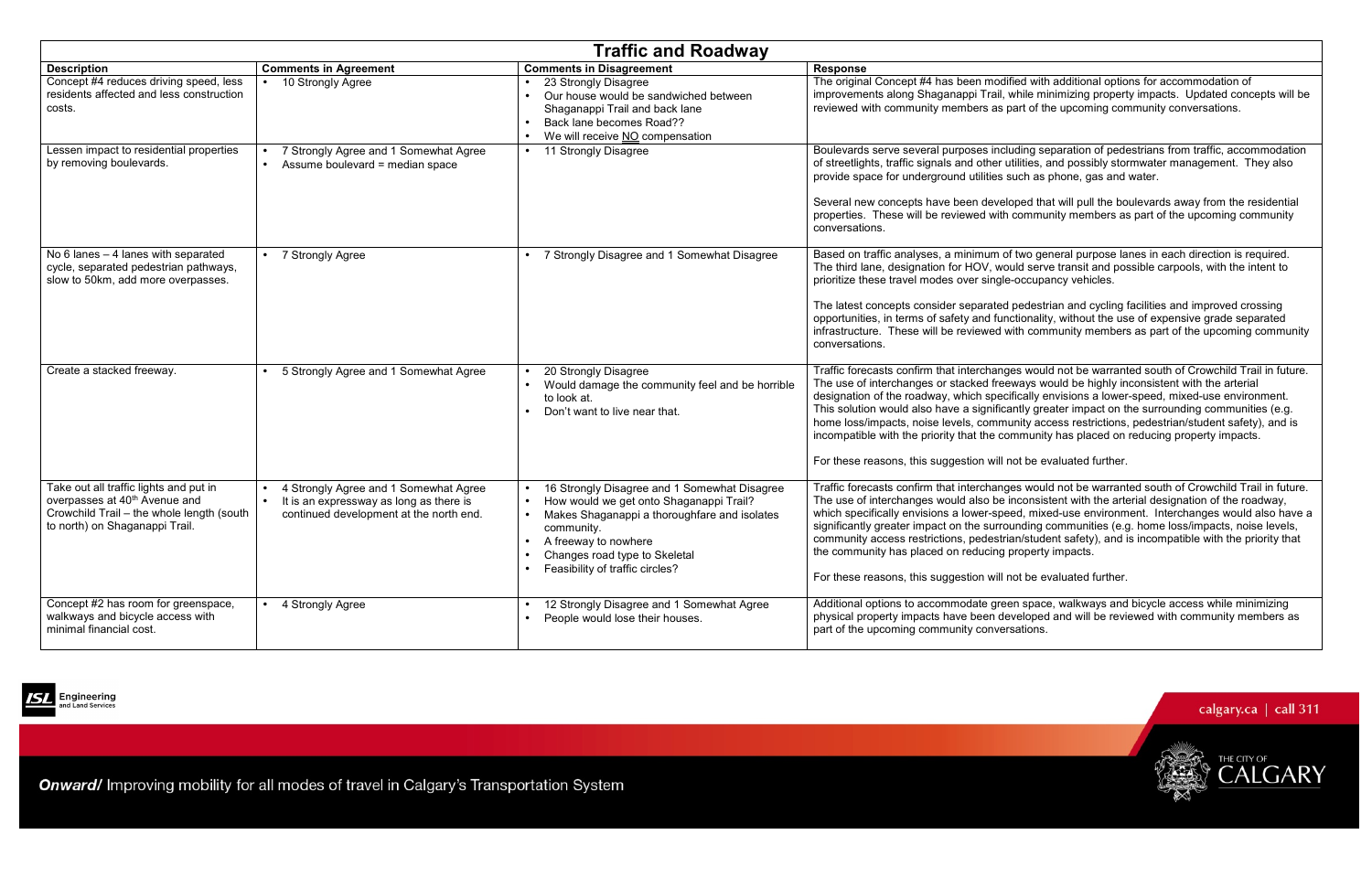## Traffic and Roadway

| Description | Comments in Agreement | Comments in Disagreement | Response |
|---|---|---|---|
| Concept #4 reduces driving speed, less residents affected and less construction costs. | • 10 Strongly Agree | • 23 Strongly Disagree<br>• Our house would be sandwiched between Shaganappi Trail and back lane<br>• Back lane becomes Road??<br>• We will receive <u>NO</u> compensation | The original Concept #4 has been modified with additional options for accommodation of improvements along Shaganappi Trail, while minimizing property impacts. Updated concepts will be reviewed with community members as part of the upcoming community conversations. |
| Lessen impact to residential properties by removing boulevards. | • 7 Strongly Agree and 1 Somewhat Agree<br>• Assume boulevard = median space | • 11 Strongly Disagree | Boulevards serve several purposes including separation of pedestrians from traffic, accommodation of streetlights, traffic signals and other utilities, and possibly stormwater management. They also provide space for underground utilities such as phone, gas and water.<br><br>Several new concepts have been developed that will pull the boulevards away from the residential properties. These will be reviewed with community members as part of the upcoming community conversations. |
| No 6 lanes – 4 lanes with separated cycle, separated pedestrian pathways, slow to 50km, add more overpasses. | • 7 Strongly Agree | • 7 Strongly Disagree and 1 Somewhat Disagree | Based on traffic analyses, a minimum of two general purpose lanes in each direction is required. The third lane, designation for HOV, would serve transit and possible carpools, with the intent to prioritize these travel modes over single-occupancy vehicles.<br><br>The latest concepts consider separated pedestrian and cycling facilities and improved crossing opportunities, in terms of safety and functionality, without the use of expensive grade separated infrastructure. These will be reviewed with community members as part of the upcoming community conversations. |
| Create a stacked freeway. | • 5 Strongly Agree and 1 Somewhat Agree | • 20 Strongly Disagree<br>• Would damage the community feel and be horrible to look at.<br>• Don't want to live near that. | Traffic forecasts confirm that interchanges would not be warranted south of Crowchild Trail in future. The use of interchanges or stacked freeways would be highly inconsistent with the arterial designation of the roadway, which specifically envisions a lower-speed, mixed-use environment. This solution would also have a significantly greater impact on the surrounding communities (e.g. home loss/impacts, noise levels, community access restrictions, pedestrian/student safety), and is incompatible with the priority that the community has placed on reducing property impacts.<br><br>For these reasons, this suggestion will not be evaluated further. |
| Take out all traffic lights and put in overpasses at 40th Avenue and Crowchild Trail – the whole length (south to north) on Shaganappi Trail. | • 4 Strongly Agree and 1 Somewhat Agree<br>• It is an expressway as long as there is continued development at the north end. | • 16 Strongly Disagree and 1 Somewhat Disagree<br>• How would we get onto Shaganappi Trail?<br>• Makes Shaganappi a thoroughfare and isolates community.<br>• A freeway to nowhere<br>• Changes road type to Skeletal<br>• Feasibility of traffic circles? | Traffic forecasts confirm that interchanges would not be warranted south of Crowchild Trail in future. The use of interchanges would also be inconsistent with the arterial designation of the roadway, which specifically envisions a lower-speed, mixed-use environment. Interchanges would also have a significantly greater impact on the surrounding communities (e.g. home loss/impacts, noise levels, community access restrictions, pedestrian/student safety), and is incompatible with the priority that the community has placed on reducing property impacts.<br><br>For these reasons, this suggestion will not be evaluated further. |
| Concept #2 has room for greenspace, walkways and bicycle access with minimal financial cost. | • 4 Strongly Agree | • 12 Strongly Disagree and 1 Somewhat Agree<br>• People would lose their houses. | Additional options to accommodate green space, walkways and bicycle access while minimizing physical property impacts have been developed and will be reviewed with community members as part of the upcoming community conversations. |

*Onward/* Improving mobility for all modes of travel in Calgary's Transportation System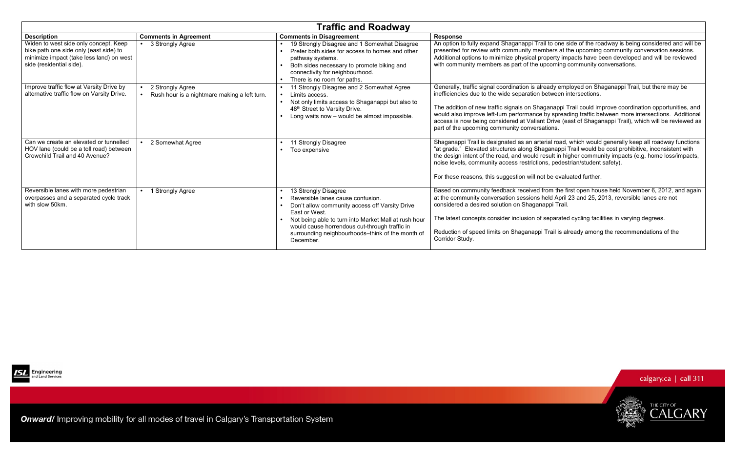## Traffic and Roadway

| Description | Comments in Agreement | Comments in Disagreement | Response |
|---|---|---|---|
| Widen to west side only concept. Keep bike path one side only (east side) to minimize impact (take less land) on west side (residential side). | • 3 Strongly Agree | • 19 Strongly Disagree and 1 Somewhat Disagree<br>• Prefer both sides for access to homes and other pathway systems.<br>• Both sides necessary to promote biking and connectivity for neighbourhood.<br>• There is no room for paths. | An option to fully expand Shaganappi Trail to one side of the roadway is being considered and will be presented for review with community members at the upcoming community conversation sessions. Additional options to minimize physical property impacts have been developed and will be reviewed with community members as part of the upcoming community conversations. |
| Improve traffic flow at Varsity Drive by alternative traffic flow on Varsity Drive. | • 2 Strongly Agree<br>• Rush hour is a nightmare making a left turn. | • 11 Strongly Disagree and 2 Somewhat Agree<br>• Limits access.<br>• Not only limits access to Shaganappi but also to 48th Street to Varsity Drive.<br>• Long waits now – would be almost impossible. | Generally, traffic signal coordination is already employed on Shaganappi Trail, but there may be inefficiencies due to the wide separation between intersections.<br><br>The addition of new traffic signals on Shaganappi Trail could improve coordination opportunities, and would also improve left-turn performance by spreading traffic between more intersections. Additional access is now being considered at Valiant Drive (east of Shaganappi Trail), which will be reviewed as part of the upcoming community conversations. |
| Can we create an elevated or tunnelled HOV lane (could be a toll road) between Crowchild Trail and 40 Avenue? | • 2 Somewhat Agree | • 11 Strongly Disagree<br>• Too expensive | Shaganappi Trail is designated as an arterial road, which would generally keep all roadway functions "at grade." Elevated structures along Shaganappi Trail would be cost prohibitive, inconsistent with the design intent of the road, and would result in higher community impacts (e.g. home loss/impacts, noise levels, community access restrictions, pedestrian/student safety).<br><br>For these reasons, this suggestion will not be evaluated further. |
| Reversible lanes with more pedestrian overpasses and a separated cycle track with slow 50km. | • 1 Strongly Agree | • 13 Strongly Disagree<br>• Reversible lanes cause confusion.<br>• Don't allow community access off Varsity Drive East or West.<br>• Not being able to turn into Market Mall at rush hour would cause horrendous cut-through traffic in surrounding neighbourhoods–think of the month of December. | Based on community feedback received from the first open house held November 6, 2012, and again at the community conversation sessions held April 23 and 25, 2013, reversible lanes are not considered a desired solution on Shaganappi Trail.<br><br>The latest concepts consider inclusion of separated cycling facilities in varying degrees.<br><br>Reduction of speed limits on Shaganappi Trail is already among the recommendations of the Corridor Study. |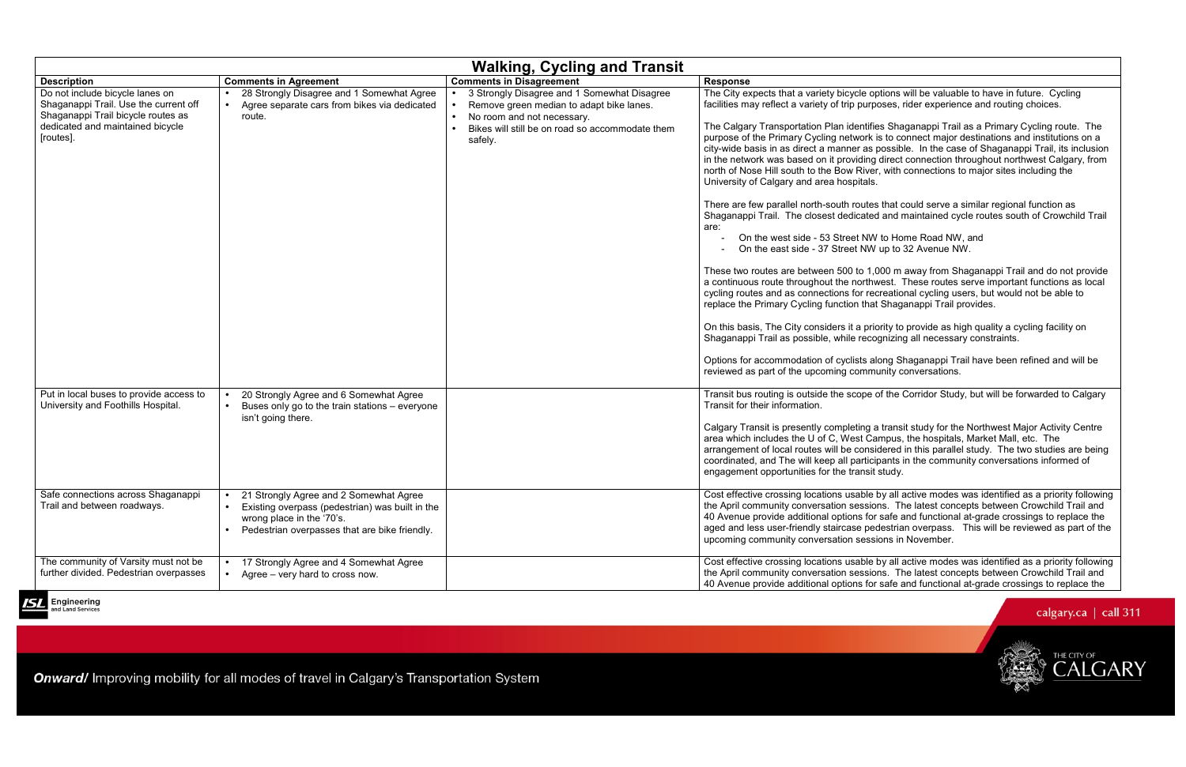## Walking, Cycling and Transit

| Description | Comments in Agreement | Comments in Disagreement | Response |
|---|---|---|---|
| Do not include bicycle lanes on Shaganappi Trail. Use the current off Shaganappi Trail bicycle routes as dedicated and maintained bicycle [routes]. | • 28 Strongly Disagree and 1 Somewhat Agree<br>• Agree separate cars from bikes via dedicated route. | • 3 Strongly Disagree and 1 Somewhat Disagree<br>• Remove green median to adapt bike lanes.<br>• No room and not necessary.<br>• Bikes will still be on road so accommodate them safely. | The City expects that a variety bicycle options will be valuable to have in future. Cycling facilities may reflect a variety of trip purposes, rider experience and routing choices.<br><br>The Calgary Transportation Plan identifies Shaganappi Trail as a Primary Cycling route. The purpose of the Primary Cycling network is to connect major destinations and institutions on a city-wide basis in as direct a manner as possible. In the case of Shaganappi Trail, its inclusion in the network was based on it providing direct connection throughout northwest Calgary, from north of Nose Hill south to the Bow River, with connections to major sites including the University of Calgary and area hospitals.<br><br>There are few parallel north-south routes that could serve a similar regional function as Shaganappi Trail. The closest dedicated and maintained cycle routes south of Crowchild Trail are:<br>- On the west side - 53 Street NW to Home Road NW, and<br>- On the east side - 37 Street NW up to 32 Avenue NW.<br><br>These two routes are between 500 to 1,000 m away from Shaganappi Trail and do not provide a continuous route throughout the northwest. These routes serve important functions as local cycling routes and as connections for recreational cycling users, but would not be able to replace the Primary Cycling function that Shaganappi Trail provides.<br><br>On this basis, The City considers it a priority to provide as high quality a cycling facility on Shaganappi Trail as possible, while recognizing all necessary constraints.<br><br>Options for accommodation of cyclists along Shaganappi Trail have been refined and will be reviewed as part of the upcoming community conversations. |
| Put in local buses to provide access to University and Foothills Hospital. | • 20 Strongly Agree and 6 Somewhat Agree<br>• Buses only go to the train stations – everyone isn't going there. | | Transit bus routing is outside the scope of the Corridor Study, but will be forwarded to Calgary Transit for their information.<br><br>Calgary Transit is presently completing a transit study for the Northwest Major Activity Centre area which includes the U of C, West Campus, the hospitals, Market Mall, etc. The arrangement of local routes will be considered in this parallel study. The two studies are being coordinated, and The will keep all participants in the community conversations informed of engagement opportunities for the transit study. |
| Safe connections across Shaganappi Trail and between roadways. | • 21 Strongly Agree and 2 Somewhat Agree<br>• Existing overpass (pedestrian) was built in the wrong place in the '70's.<br>• Pedestrian overpasses that are bike friendly. | | Cost effective crossing locations usable by all active modes was identified as a priority following the April community conversation sessions. The latest concepts between Crowchild Trail and 40 Avenue provide additional options for safe and functional at-grade crossings to replace the aged and less user-friendly staircase pedestrian overpass. This will be reviewed as part of the upcoming community conversation sessions in November. |
| The community of Varsity must not be further divided. Pedestrian overpasses | • 17 Strongly Agree and 4 Somewhat Agree<br>• Agree – very hard to cross now. | | Cost effective crossing locations usable by all active modes was identified as a priority following the April community conversation sessions. The latest concepts between Crowchild Trail and 40 Avenue provide additional options for safe and functional at-grade crossings to replace the |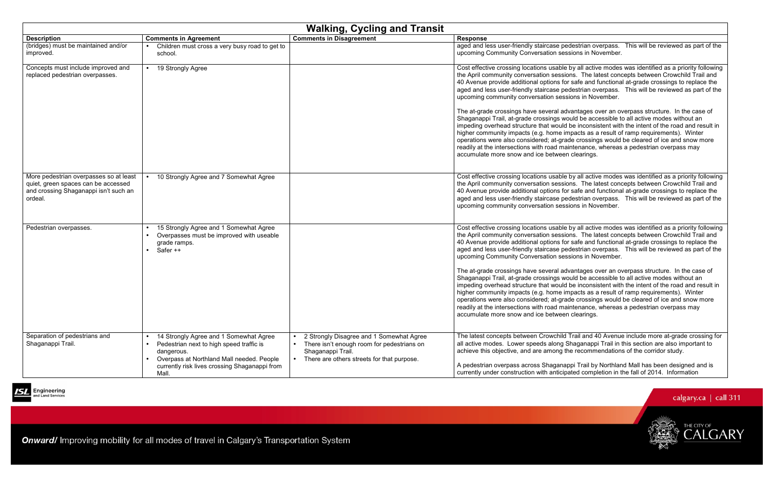## Walking, Cycling and Transit

| Description | Comments in Agreement | Comments in Disagreement | Response |
|---|---|---|---|
| (bridges) must be maintained and/or improved. | • Children must cross a very busy road to get to school. | | aged and less user-friendly staircase pedestrian overpass. This will be reviewed as part of the upcoming Community Conversation sessions in November. |
| Concepts must include improved and replaced pedestrian overpasses. | • 19 Strongly Agree | | Cost effective crossing locations usable by all active modes was identified as a priority following the April community conversation sessions. The latest concepts between Crowchild Trail and 40 Avenue provide additional options for safe and functional at-grade crossings to replace the aged and less user-friendly staircase pedestrian overpass. This will be reviewed as part of the upcoming community conversation sessions in November.<br><br>The at-grade crossings have several advantages over an overpass structure. In the case of Shaganappi Trail, at-grade crossings would be accessible to all active modes without an impeding overhead structure that would be inconsistent with the intent of the road and result in higher community impacts (e.g. home impacts as a result of ramp requirements). Winter operations were also considered; at-grade crossings would be cleared of ice and snow more readily at the intersections with road maintenance, whereas a pedestrian overpass may accumulate more snow and ice between clearings. |
| More pedestrian overpasses so at least quiet, green spaces can be accessed and crossing Shaganappi isn't such an ordeal. | • 10 Strongly Agree and 7 Somewhat Agree | | Cost effective crossing locations usable by all active modes was identified as a priority following the April community conversation sessions. The latest concepts between Crowchild Trail and 40 Avenue provide additional options for safe and functional at-grade crossings to replace the aged and less user-friendly staircase pedestrian overpass. This will be reviewed as part of the upcoming community conversation sessions in November. |
| Pedestrian overpasses. | • 15 Strongly Agree and 1 Somewhat Agree<br>• Overpasses must be improved with useable grade ramps.<br>• Safer ++ | | Cost effective crossing locations usable by all active modes was identified as a priority following the April community conversation sessions. The latest concepts between Crowchild Trail and 40 Avenue provide additional options for safe and functional at-grade crossings to replace the aged and less user-friendly staircase pedestrian overpass. This will be reviewed as part of the upcoming Community Conversation sessions in November.<br><br>The at-grade crossings have several advantages over an overpass structure. In the case of Shaganappi Trail, at-grade crossings would be accessible to all active modes without an impeding overhead structure that would be inconsistent with the intent of the road and result in higher community impacts (e.g. home impacts as a result of ramp requirements). Winter operations were also considered; at-grade crossings would be cleared of ice and snow more readily at the intersections with road maintenance, whereas a pedestrian overpass may accumulate more snow and ice between clearings. |
| Separation of pedestrians and Shaganappi Trail. | • 14 Strongly Agree and 1 Somewhat Agree<br>• Pedestrian next to high speed traffic is dangerous.<br>• Overpass at Northland Mall needed. People currently risk lives crossing Shaganappi from Mall. | • 2 Strongly Disagree and 1 Somewhat Agree<br>• There isn't enough room for pedestrians on Shaganappi Trail.<br>• There are others streets for that purpose. | The latest concepts between Crowchild Trail and 40 Avenue include more at-grade crossing for all active modes. Lower speeds along Shaganappi Trail in this section are also important to achieve this objective, and are among the recommendations of the corridor study.<br><br>A pedestrian overpass across Shaganappi Trail by Northland Mall has been designed and is currently under construction with anticipated completion in the fall of 2014. Information |

**Onward/** Improving mobility for all modes of travel in Calgary's Transportation System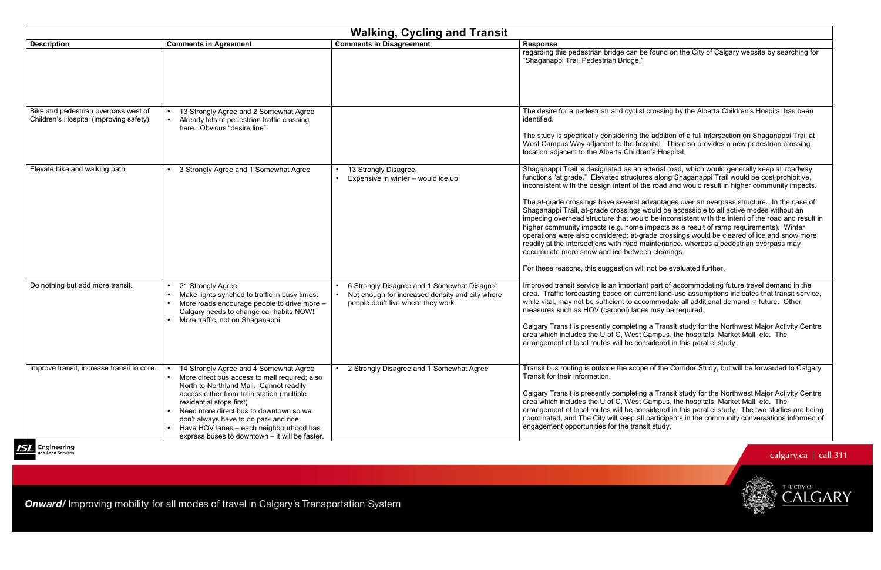| Walking, Cycling and Transit | | | |
|---|---|---|---|
| **Description** | **Comments in Agreement** | **Comments in Disagreement** | **Response** |
| | | | regarding this pedestrian bridge can be found on the City of Calgary website by searching for "Shaganappi Trail Pedestrian Bridge." |
| Bike and pedestrian overpass west of Children's Hospital (improving safety). | • 13 Strongly Agree and 2 Somewhat Agree<br>• Already lots of pedestrian traffic crossing here. Obvious "desire line". | | The desire for a pedestrian and cyclist crossing by the Alberta Children's Hospital has been identified.<br><br>The study is specifically considering the addition of a full intersection on Shaganappi Trail at West Campus Way adjacent to the hospital. This also provides a new pedestrian crossing location adjacent to the Alberta Children's Hospital. |
| Elevate bike and walking path. | • 3 Strongly Agree and 1 Somewhat Agree | • 13 Strongly Disagree<br>• Expensive in winter – would ice up | Shaganappi Trail is designated as an arterial road, which would generally keep all roadway functions "at grade." Elevated structures along Shaganappi Trail would be cost prohibitive, inconsistent with the design intent of the road and would result in higher community impacts.<br><br>The at-grade crossings have several advantages over an overpass structure. In the case of Shaganappi Trail, at-grade crossings would be accessible to all active modes without an impeding overhead structure that would be inconsistent with the intent of the road and result in higher community impacts (e.g. home impacts as a result of ramp requirements). Winter operations were also considered; at-grade crossings would be cleared of ice and snow more readily at the intersections with road maintenance, whereas a pedestrian overpass may accumulate more snow and ice between clearings.<br><br>For these reasons, this suggestion will not be evaluated further. |
| Do nothing but add more transit. | • 21 Strongly Agree<br>• Make lights synched to traffic in busy times.<br>• More roads encourage people to drive more – Calgary needs to change car habits NOW!<br>• More traffic, not on Shaganappi | • 6 Strongly Disagree and 1 Somewhat Disagree<br>• Not enough for increased density and city where people don't live where they work. | Improved transit service is an important part of accommodating future travel demand in the area. Traffic forecasting based on current land-use assumptions indicates that transit service, while vital, may not be sufficient to accommodate all additional demand in future. Other measures such as HOV (carpool) lanes may be required.<br><br>Calgary Transit is presently completing a Transit study for the Northwest Major Activity Centre area which includes the U of C, West Campus, the hospitals, Market Mall, etc. The arrangement of local routes will be considered in this parallel study. |
| Improve transit, increase transit to core. | • 14 Strongly Agree and 4 Somewhat Agree<br>• More direct bus access to mall required; also North to Northland Mall. Cannot readily access either from train station (multiple residential stops first)<br>• Need more direct bus to downtown so we don't always have to do park and ride.<br>• Have HOV lanes – each neighbourhood has express buses to downtown – it will be faster. | • 2 Strongly Disagree and 1 Somewhat Agree | Transit bus routing is outside the scope of the Corridor Study, but will be forwarded to Calgary Transit for their information.<br><br>Calgary Transit is presently completing a Transit study for the Northwest Major Activity Centre area which includes the U of C, West Campus, the hospitals, Market Mall, etc. The arrangement of local routes will be considered in this parallel study. The two studies are being coordinated, and The City will keep all participants in the community conversations informed of engagement opportunities for the transit study. |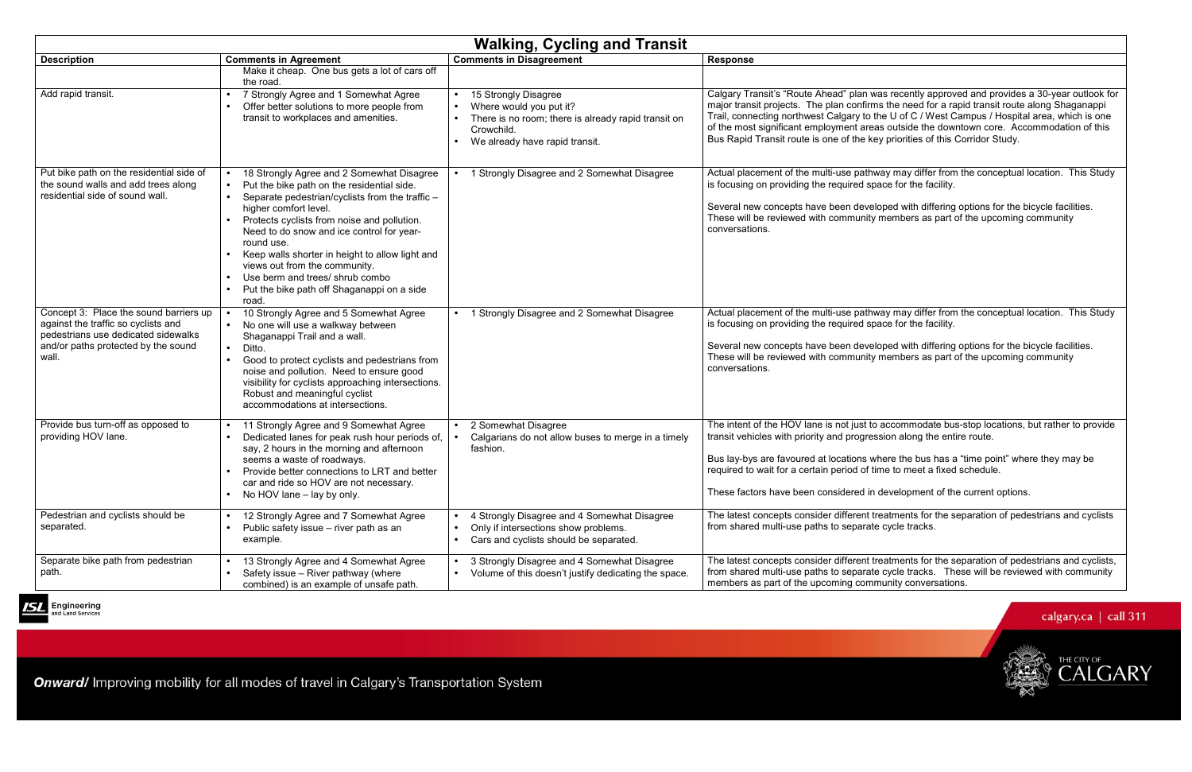## Walking, Cycling and Transit

| Description | Comments in Agreement | Comments in Disagreement | Response |
|---|---|---|---|
| | Make it cheap. One bus gets a lot of cars off the road. | | |
| Add rapid transit. | • 7 Strongly Agree and 1 Somewhat Agree<br>• Offer better solutions to more people from transit to workplaces and amenities. | • 15 Strongly Disagree<br>• Where would you put it?<br>• There is no room; there is already rapid transit on Crowchild.<br>• We already have rapid transit. | Calgary Transit's "Route Ahead" plan was recently approved and provides a 30-year outlook for major transit projects. The plan confirms the need for a rapid transit route along Shaganappi Trail, connecting northwest Calgary to the U of C / West Campus / Hospital area, which is one of the most significant employment areas outside the downtown core. Accommodation of this Bus Rapid Transit route is one of the key priorities of this Corridor Study. |
| Put bike path on the residential side of the sound walls and add trees along residential side of sound wall. | • 18 Strongly Agree and 2 Somewhat Disagree<br>• Put the bike path on the residential side.<br>• Separate pedestrian/cyclists from the traffic – higher comfort level.<br>• Protects cyclists from noise and pollution. Need to do snow and ice control for year-round use.<br>• Keep walls shorter in height to allow light and views out from the community.<br>• Use berm and trees/ shrub combo<br>• Put the bike path off Shaganappi on a side road. | • 1 Strongly Disagree and 2 Somewhat Disagree | Actual placement of the multi-use pathway may differ from the conceptual location. This Study is focusing on providing the required space for the facility.<br><br>Several new concepts have been developed with differing options for the bicycle facilities. These will be reviewed with community members as part of the upcoming community conversations. |
| Concept 3: Place the sound barriers up against the traffic so cyclists and pedestrians use dedicated sidewalks and/or paths protected by the sound wall. | • 10 Strongly Agree and 5 Somewhat Agree<br>• No one will use a walkway between Shaganappi Trail and a wall.<br>• Ditto.<br>• Good to protect cyclists and pedestrians from noise and pollution. Need to ensure good visibility for cyclists approaching intersections. Robust and meaningful cyclist accommodations at intersections. | • 1 Strongly Disagree and 2 Somewhat Disagree | Actual placement of the multi-use pathway may differ from the conceptual location. This Study is focusing on providing the required space for the facility.<br><br>Several new concepts have been developed with differing options for the bicycle facilities. These will be reviewed with community members as part of the upcoming community conversations. |
| Provide bus turn-off as opposed to providing HOV lane. | • 11 Strongly Agree and 9 Somewhat Agree<br>• Dedicated lanes for peak rush hour periods of, say, 2 hours in the morning and afternoon seems a waste of roadways.<br>• Provide better connections to LRT and better car and ride so HOV are not necessary.<br>• No HOV lane – lay by only. | • 2 Somewhat Disagree<br>• Calgarians do not allow buses to merge in a timely fashion. | The intent of the HOV lane is not just to accommodate bus-stop locations, but rather to provide transit vehicles with priority and progression along the entire route.<br><br>Bus lay-bys are favoured at locations where the bus has a "time point" where they may be required to wait for a certain period of time to meet a fixed schedule.<br><br>These factors have been considered in development of the current options. |
| Pedestrian and cyclists should be separated. | • 12 Strongly Agree and 7 Somewhat Agree<br>• Public safety issue – river path as an example. | • 4 Strongly Disagree and 4 Somewhat Disagree<br>• Only if intersections show problems.<br>• Cars and cyclists should be separated. | The latest concepts consider different treatments for the separation of pedestrians and cyclists from shared multi-use paths to separate cycle tracks. |
| Separate bike path from pedestrian path. | • 13 Strongly Agree and 4 Somewhat Agree<br>• Safety issue – River pathway (where combined) is an example of unsafe path. | • 3 Strongly Disagree and 4 Somewhat Disagree<br>• Volume of this doesn't justify dedicating the space. | The latest concepts consider different treatments for the separation of pedestrians and cyclists, from shared multi-use paths to separate cycle tracks. These will be reviewed with community members as part of the upcoming community conversations. |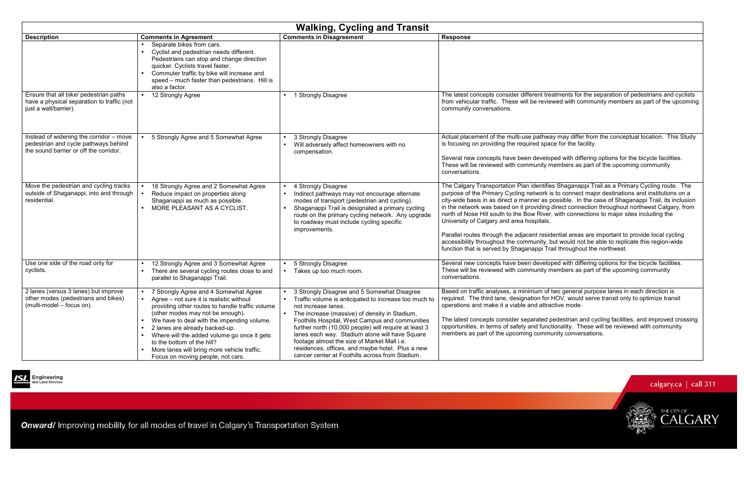## Walking, Cycling and Transit

| Description | Comments in Agreement | Comments in Disagreement | Response |
|---|---|---|---|
| | • Separate bikes from cars.<br>• Cyclist and pedestrian needs different. Pedestrians can stop and change direction quicker. Cyclists travel faster.<br>• Commuter traffic by bike will increase and speed – much faster than pedestrians. Hill is also a factor. | | |
| Ensure that all bike/ pedestrian paths have a physical separation to traffic (not just a wall/barrier). | • 12 Strongly Agree | • 1 Strongly Disagree | The latest concepts consider different treatments for the separation of pedestrians and cyclists from vehicular traffic. These will be reviewed with community members as part of the upcoming community conversations. |
| Instead of widening the corridor – move pedestrian and cycle pathways behind the sound barrier or off the corridor. | • 5 Strongly Agree and 5 Somewhat Agree | • 3 Strongly Disagree<br>• Will adversely affect homeowners with no compensation. | Actual placement of the multi-use pathway may differ from the conceptual location. This Study is focusing on providing the required space for the facility.<br><br>Several new concepts have been developed with differing options for the bicycle facilities. These will be reviewed with community members as part of the upcoming community conversations. |
| Move the pedestrian and cycling tracks outside of Shaganappi, into and through residential. | • 16 Strongly Agree and 2 Somewhat Agree<br>• Reduce impact on properties along Shaganappi as much as possible.<br>• MORE PLEASANT AS A CYCLIST. | • 4 Strongly Disagree<br>• Indirect pathways may not encourage alternate modes of transport (pedestrian and cycling).<br>• Shaganappi Trail is designated a primary cycling route on the primary cycling network. Any upgrade to roadway must include cycling specific improvements. | The Calgary Transportation Plan identifies Shaganappi Trail as a Primary Cycling route. The purpose of the Primary Cycling network is to connect major destinations and institutions on a city-wide basis in as direct a manner as possible. In the case of Shaganappi Trail, its inclusion in the network was based on it providing direct connection throughout northwest Calgary, from north of Nose Hill south to the Bow River, with connections to major sites including the University of Calgary and area hospitals.<br><br>Parallel routes through the adjacent residential areas are important to provide local cycling accessibility throughout the community, but would not be able to replicate this region-wide function that is served by Shaganappi Trail throughout the northwest. |
| Use one side of the road only for cyclists. | • 12 Strongly Agree and 3 Somewhat Agree<br>• There are several cycling routes close to and parallel to Shaganappi Trail. | • 5 Strongly Disagree<br>• Takes up too much room. | Several new concepts have been developed with differing options for the bicycle facilities. These will be reviewed with community members as part of the upcoming community conversations. |
| 2 lanes (versus 3 lanes) but improve other modes (pedestrians and bikes) (multi-model – focus on). | • 7 Strongly Agree and 4 Somewhat Agree<br>• Agree – not sure it is realistic without providing other routes to handle traffic volume (other modes may not be enough).<br>• We have to deal with the impending volume.<br>• 2 lanes are already backed-up.<br>• Where will the added volume go once it gets to the bottom of the hill?<br>• More lanes will bring more vehicle traffic. Focus on moving people, not cars. | • 3 Strongly Disagree and 5 Somewhat Disagree<br>• Traffic volume is anticipated to increase too much to not increase lanes.<br>• The increase (massive) of density in Stadium, Foothills Hospital, West Campus and communities further north (10,000 people) will require at least 3 lanes each way. Stadium alone will have Square footage almost the size of Market Mall i.e. residences, offices, and maybe hotel. Plus a new cancer center at Foothills across from Stadium. | Based on traffic analyses, a minimum of two general purpose lanes in each direction is required. The third lane, designation for HOV, would serve transit only to optimize transit operations and make it a viable and attractive mode.<br><br>The latest concepts consider separated pedestrian and cycling facilities, and improved crossing opportunities, in terms of safety and functionality. These will be reviewed with community members as part of the upcoming community conversations. |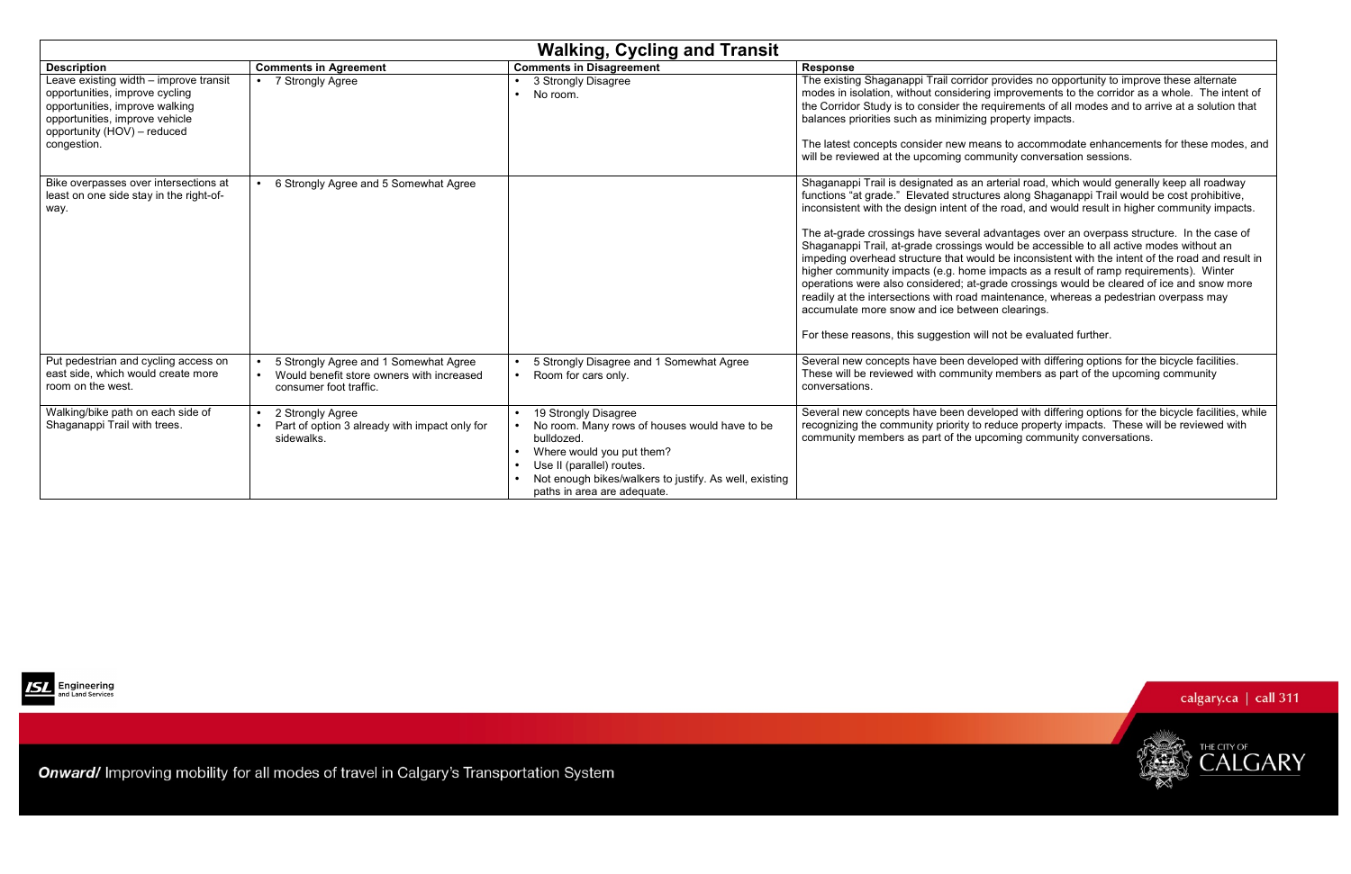| Walking, Cycling and Transit | | | |
|---|---|---|---|
| **Description** | **Comments in Agreement** | **Comments in Disagreement** | **Response** |
| Leave existing width – improve transit opportunities, improve cycling opportunities, improve walking opportunities, improve vehicle opportunity (HOV) – reduced congestion. | • 7 Strongly Agree | • 3 Strongly Disagree<br>• No room. | The existing Shaganappi Trail corridor provides no opportunity to improve these alternate modes in isolation, without considering improvements to the corridor as a whole. The intent of the Corridor Study is to consider the requirements of all modes and to arrive at a solution that balances priorities such as minimizing property impacts.<br><br>The latest concepts consider new means to accommodate enhancements for these modes, and will be reviewed at the upcoming community conversation sessions. |
| Bike overpasses over intersections at least on one side stay in the right-of-way. | • 6 Strongly Agree and 5 Somewhat Agree | | Shaganappi Trail is designated as an arterial road, which would generally keep all roadway functions "at grade." Elevated structures along Shaganappi Trail would be cost prohibitive, inconsistent with the design intent of the road, and would result in higher community impacts.<br><br>The at-grade crossings have several advantages over an overpass structure. In the case of Shaganappi Trail, at-grade crossings would be accessible to all active modes without an impeding overhead structure that would be inconsistent with the intent of the road and result in higher community impacts (e.g. home impacts as a result of ramp requirements). Winter operations were also considered; at-grade crossings would be cleared of ice and snow more readily at the intersections with road maintenance, whereas a pedestrian overpass may accumulate more snow and ice between clearings.<br><br>For these reasons, this suggestion will not be evaluated further. |
| Put pedestrian and cycling access on east side, which would create more room on the west. | • 5 Strongly Agree and 1 Somewhat Agree<br>• Would benefit store owners with increased consumer foot traffic. | • 5 Strongly Disagree and 1 Somewhat Agree<br>• Room for cars only. | Several new concepts have been developed with differing options for the bicycle facilities. These will be reviewed with community members as part of the upcoming community conversations. |
| Walking/bike path on each side of Shaganappi Trail with trees. | • 2 Strongly Agree<br>• Part of option 3 already with impact only for sidewalks. | • 19 Strongly Disagree<br>• No room. Many rows of houses would have to be bulldozed.<br>• Where would you put them?<br>• Use ll (parallel) routes.<br>• Not enough bikes/walkers to justify. As well, existing paths in area are adequate. | Several new concepts have been developed with differing options for the bicycle facilities, while recognizing the community priority to reduce property impacts. These will be reviewed with community members as part of the upcoming community conversations. |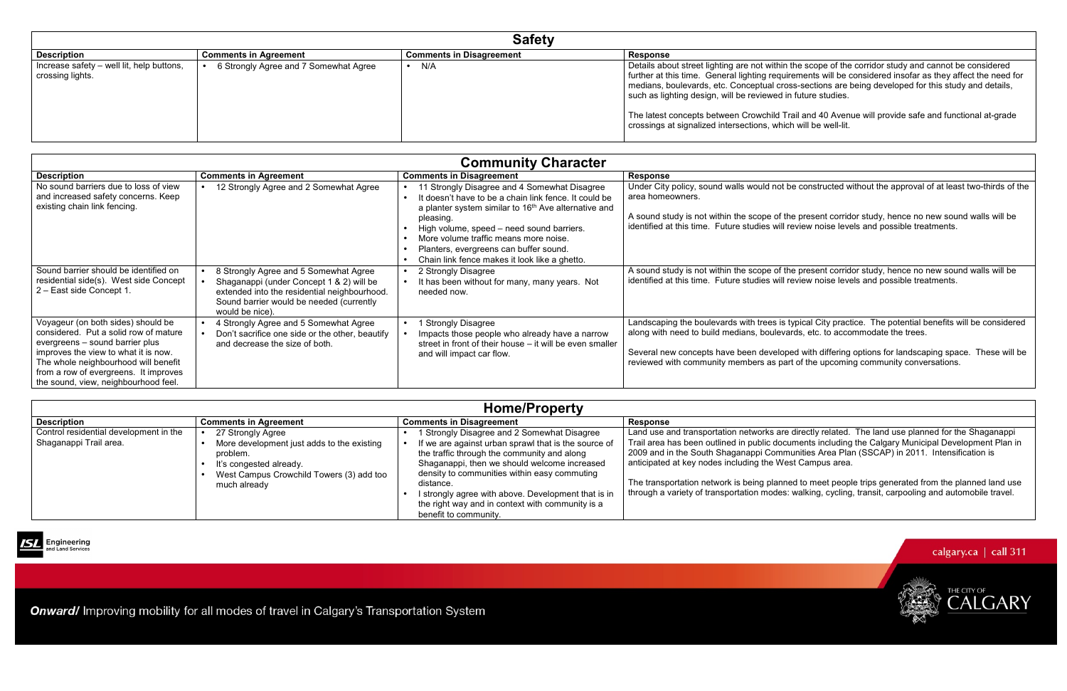## Safety

| Description | Comments in Agreement | Comments in Disagreement | Response |
|---|---|---|---|
| Increase safety – well lit, help buttons, crossing lights. | • 6 Strongly Agree and 7 Somewhat Agree | • N/A | Details about street lighting are not within the scope of the corridor study and cannot be considered further at this time. General lighting requirements will be considered insofar as they affect the need for medians, boulevards, etc. Conceptual cross-sections are being developed for this study and details, such as lighting design, will be reviewed in future studies.<br><br>The latest concepts between Crowchild Trail and 40 Avenue will provide safe and functional at-grade crossings at signalized intersections, which will be well-lit. |

## Community Character

| Description | Comments in Agreement | Comments in Disagreement | Response |
|---|---|---|---|
| No sound barriers due to loss of view and increased safety concerns. Keep existing chain link fencing. | • 12 Strongly Agree and 2 Somewhat Agree | • 11 Strongly Disagree and 4 Somewhat Disagree<br>• It doesn't have to be a chain link fence. It could be a planter system similar to 16th Ave alternative and pleasing.<br>• High volume, speed – need sound barriers.<br>• More volume traffic means more noise.<br>• Planters, evergreens can buffer sound.<br>• Chain link fence makes it look like a ghetto. | Under City policy, sound walls would not be constructed without the approval of at least two-thirds of the area homeowners.<br><br>A sound study is not within the scope of the present corridor study, hence no new sound walls will be identified at this time. Future studies will review noise levels and possible treatments. |
| Sound barrier should be identified on residential side(s). West side Concept 2 – East side Concept 1. | • 8 Strongly Agree and 5 Somewhat Agree<br>• Shaganappi (under Concept 1 & 2) will be extended into the residential neighbourhood. Sound barrier would be needed (currently would be nice). | • 2 Strongly Disagree<br>• It has been without for many, many years. Not needed now. | A sound study is not within the scope of the present corridor study, hence no new sound walls will be identified at this time. Future studies will review noise levels and possible treatments. |
| Voyageur (on both sides) should be considered. Put a solid row of mature evergreens – sound barrier plus improves the view to what it is now. The whole neighbourhood will benefit from a row of evergreens. It improves the sound, view, neighbourhood feel. | • 4 Strongly Agree and 5 Somewhat Agree<br>• Don't sacrifice one side or the other, beautify and decrease the size of both. | • 1 Strongly Disagree<br>• Impacts those people who already have a narrow street in front of their house – it will be even smaller and will impact car flow. | Landscaping the boulevards with trees is typical City practice. The potential benefits will be considered along with need to build medians, boulevards, etc. to accommodate the trees.<br><br>Several new concepts have been developed with differing options for landscaping space. These will be reviewed with community members as part of the upcoming community conversations. |

## Home/Property

| Description | Comments in Agreement | Comments in Disagreement | Response |
|---|---|---|---|
| Control residential development in the Shaganappi Trail area. | • 27 Strongly Agree<br>• More development just adds to the existing problem.<br>• It's congested already.<br>• West Campus Crowchild Towers (3) add too much already | • 1 Strongly Disagree and 2 Somewhat Disagree<br>• If we are against urban sprawl that is the source of the traffic through the community and along Shaganappi, then we should welcome increased density to communities within easy commuting distance.<br>• I strongly agree with above. Development that is in the right way and in context with community is a benefit to community. | Land use and transportation networks are directly related. The land use planned for the Shaganappi Trail area has been outlined in public documents including the Calgary Municipal Development Plan in 2009 and in the South Shaganappi Communities Area Plan (SSCAP) in 2011. Intensification is anticipated at key nodes including the West Campus area.<br><br>The transportation network is being planned to meet people trips generated from the planned land use through a variety of transportation modes: walking, cycling, transit, carpooling and automobile travel. |

ISL Engineering and Land Services

calgary.ca | call 311

***Onward/*** Improving mobility for all modes of travel in Calgary's Transportation System

THE CITY OF CALGARY